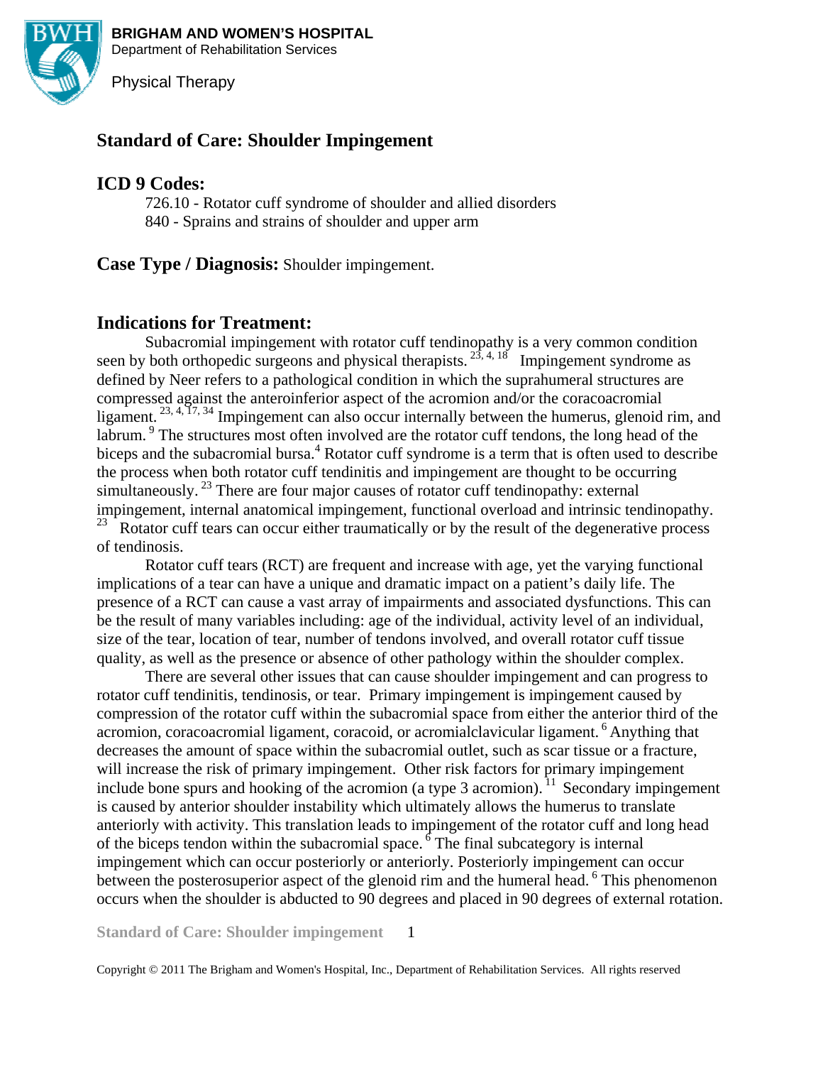BRIGHAM AND WOMEN'S HOSPITAL
Department of Rehabilitation Services

Physical Therapy

# Standard of Care: Shoulder Impingement

## ICD 9 Codes:

726.10 - Rotator cuff syndrome of shoulder and allied disorders
840 - Sprains and strains of shoulder and upper arm

## Case Type / Diagnosis: Shoulder impingement.

## Indications for Treatment:

Subacromial impingement with rotator cuff tendinopathy is a very common condition seen by both orthopedic surgeons and physical therapists. [23, 4, 18] Impingement syndrome as defined by Neer refers to a pathological condition in which the suprahumeral structures are compressed against the anteroinferior aspect of the acromion and/or the coracoacromial ligament. [23, 4, 17, 34] Impingement can also occur internally between the humerus, glenoid rim, and labrum. [9] The structures most often involved are the rotator cuff tendons, the long head of the biceps and the subacromial bursa.[4] Rotator cuff syndrome is a term that is often used to describe the process when both rotator cuff tendinitis and impingement are thought to be occurring simultaneously. [23] There are four major causes of rotator cuff tendinopathy: external impingement, internal anatomical impingement, functional overload and intrinsic tendinopathy. [23] Rotator cuff tears can occur either traumatically or by the result of the degenerative process of tendinosis.

Rotator cuff tears (RCT) are frequent and increase with age, yet the varying functional implications of a tear can have a unique and dramatic impact on a patient's daily life. The presence of a RCT can cause a vast array of impairments and associated dysfunctions. This can be the result of many variables including: age of the individual, activity level of an individual, size of the tear, location of tear, number of tendons involved, and overall rotator cuff tissue quality, as well as the presence or absence of other pathology within the shoulder complex.

There are several other issues that can cause shoulder impingement and can progress to rotator cuff tendinitis, tendinosis, or tear. Primary impingement is impingement caused by compression of the rotator cuff within the subacromial space from either the anterior third of the acromion, coracoacromial ligament, coracoid, or acromialclavicular ligament. [6] Anything that decreases the amount of space within the subacromial outlet, such as scar tissue or a fracture, will increase the risk of primary impingement. Other risk factors for primary impingement include bone spurs and hooking of the acromion (a type 3 acromion). [11] Secondary impingement is caused by anterior shoulder instability which ultimately allows the humerus to translate anteriorly with activity. This translation leads to impingement of the rotator cuff and long head of the biceps tendon within the subacromial space. [6] The final subcategory is internal impingement which can occur posteriorly or anteriorly. Posteriorly impingement can occur between the posterosuperior aspect of the glenoid rim and the humeral head. [6] This phenomenon occurs when the shoulder is abducted to 90 degrees and placed in 90 degrees of external rotation.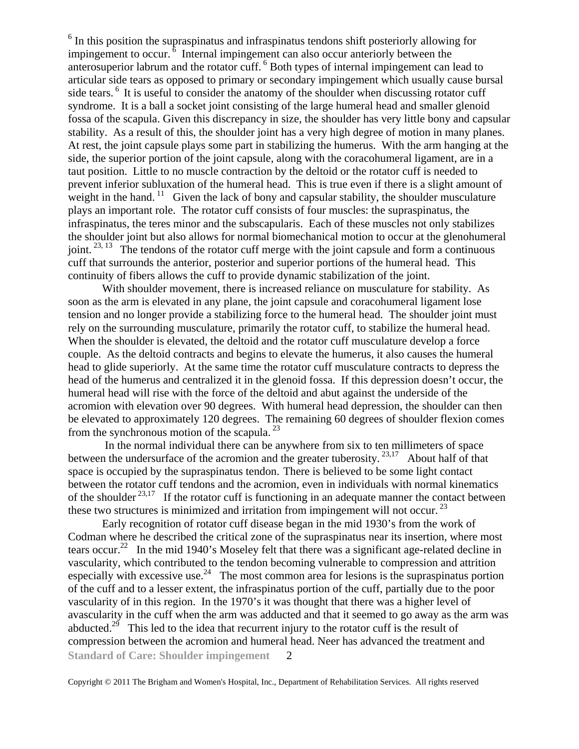[6] In this position the supraspinatus and infraspinatus tendons shift posteriorly allowing for impingement to occur. [6] Internal impingement can also occur anteriorly between the anterosuperior labrum and the rotator cuff. [6] Both types of internal impingement can lead to articular side tears as opposed to primary or secondary impingement which usually cause bursal side tears. [6] It is useful to consider the anatomy of the shoulder when discussing rotator cuff syndrome. It is a ball a socket joint consisting of the large humeral head and smaller glenoid fossa of the scapula. Given this discrepancy in size, the shoulder has very little bony and capsular stability. As a result of this, the shoulder joint has a very high degree of motion in many planes. At rest, the joint capsule plays some part in stabilizing the humerus. With the arm hanging at the side, the superior portion of the joint capsule, along with the coracohumeral ligament, are in a taut position. Little to no muscle contraction by the deltoid or the rotator cuff is needed to prevent inferior subluxation of the humeral head. This is true even if there is a slight amount of weight in the hand. [11] Given the lack of bony and capsular stability, the shoulder musculature plays an important role. The rotator cuff consists of four muscles: the supraspinatus, the infraspinatus, the teres minor and the subscapularis. Each of these muscles not only stabilizes the shoulder joint but also allows for normal biomechanical motion to occur at the glenohumeral joint. [23, 13] The tendons of the rotator cuff merge with the joint capsule and form a continuous cuff that surrounds the anterior, posterior and superior portions of the humeral head. This continuity of fibers allows the cuff to provide dynamic stabilization of the joint.

With shoulder movement, there is increased reliance on musculature for stability. As soon as the arm is elevated in any plane, the joint capsule and coracohumeral ligament lose tension and no longer provide a stabilizing force to the humeral head. The shoulder joint must rely on the surrounding musculature, primarily the rotator cuff, to stabilize the humeral head. When the shoulder is elevated, the deltoid and the rotator cuff musculature develop a force couple. As the deltoid contracts and begins to elevate the humerus, it also causes the humeral head to glide superiorly. At the same time the rotator cuff musculature contracts to depress the head of the humerus and centralized it in the glenoid fossa. If this depression doesn't occur, the humeral head will rise with the force of the deltoid and abut against the underside of the acromion with elevation over 90 degrees. With humeral head depression, the shoulder can then be elevated to approximately 120 degrees. The remaining 60 degrees of shoulder flexion comes from the synchronous motion of the scapula. [23]

In the normal individual there can be anywhere from six to ten millimeters of space between the undersurface of the acromion and the greater tuberosity. [23,17] About half of that space is occupied by the supraspinatus tendon. There is believed to be some light contact between the rotator cuff tendons and the acromion, even in individuals with normal kinematics of the shoulder [23,17] If the rotator cuff is functioning in an adequate manner the contact between these two structures is minimized and irritation from impingement will not occur. [23]

Early recognition of rotator cuff disease began in the mid 1930's from the work of Codman where he described the critical zone of the supraspinatus near its insertion, where most tears occur.[22] In the mid 1940's Moseley felt that there was a significant age-related decline in vascularity, which contributed to the tendon becoming vulnerable to compression and attrition especially with excessive use.[24] The most common area for lesions is the supraspinatus portion of the cuff and to a lesser extent, the infraspinatus portion of the cuff, partially due to the poor vascularity of in this region. In the 1970's it was thought that there was a higher level of avascularity in the cuff when the arm was adducted and that it seemed to go away as the arm was abducted.[29] This led to the idea that recurrent injury to the rotator cuff is the result of compression between the acromion and humeral head. Neer has advanced the treatment and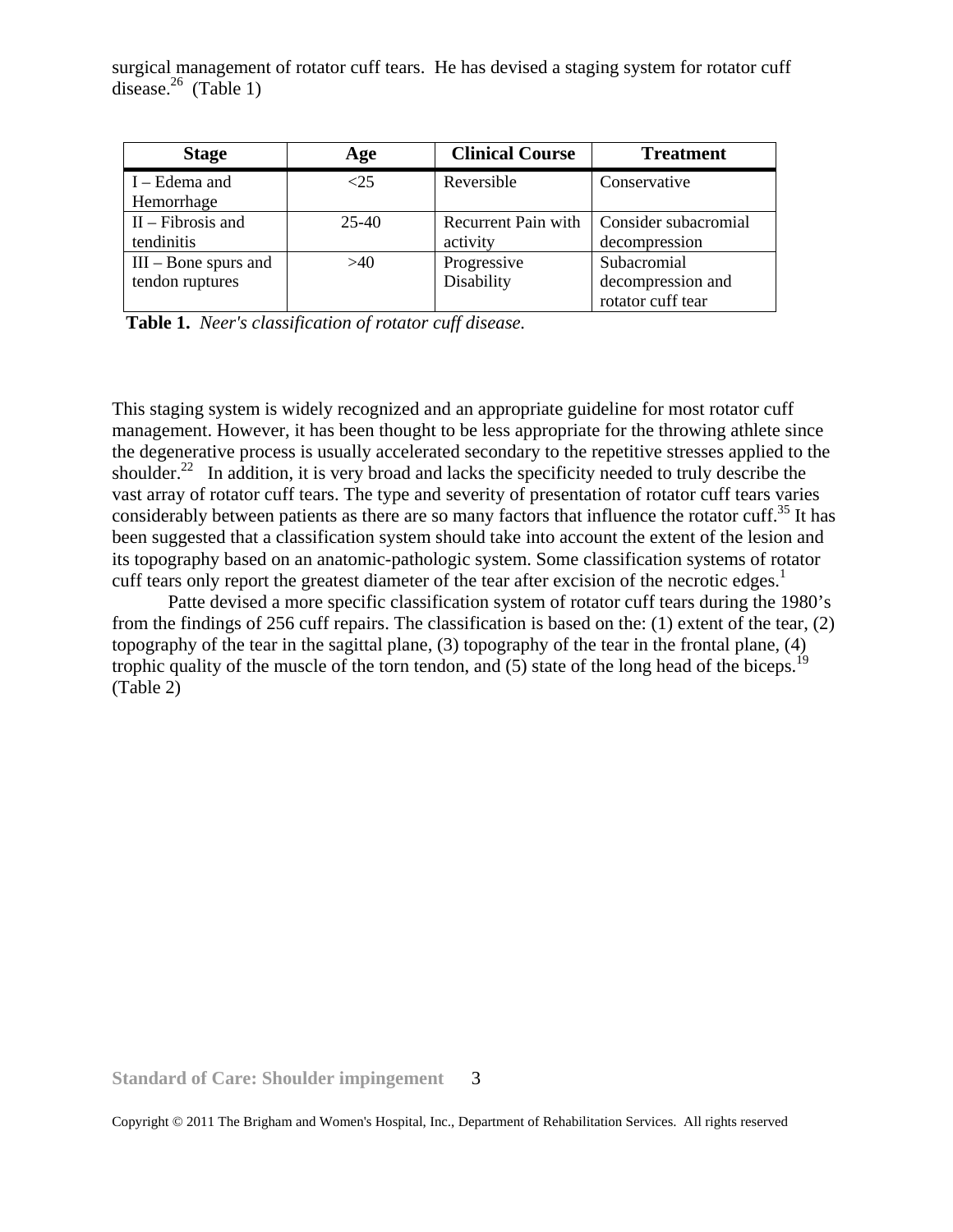surgical management of rotator cuff tears. He has devised a staging system for rotator cuff disease.[26] (Table 1)

| Stage | Age | Clinical Course | Treatment |
|---|---|---|---|
| I – Edema and Hemorrhage | <25 | Reversible | Conservative |
| II – Fibrosis and tendinitis | 25-40 | Recurrent Pain with activity | Consider subacromial decompression |
| III – Bone spurs and tendon ruptures | >40 | Progressive Disability | Subacromial decompression and rotator cuff tear |

**Table 1.** *Neer's classification of rotator cuff disease.*

This staging system is widely recognized and an appropriate guideline for most rotator cuff management. However, it has been thought to be less appropriate for the throwing athlete since the degenerative process is usually accelerated secondary to the repetitive stresses applied to the shoulder.[22] In addition, it is very broad and lacks the specificity needed to truly describe the vast array of rotator cuff tears. The type and severity of presentation of rotator cuff tears varies considerably between patients as there are so many factors that influence the rotator cuff.[35] It has been suggested that a classification system should take into account the extent of the lesion and its topography based on an anatomic-pathologic system. Some classification systems of rotator cuff tears only report the greatest diameter of the tear after excision of the necrotic edges.[1]

Patte devised a more specific classification system of rotator cuff tears during the 1980's from the findings of 256 cuff repairs. The classification is based on the: (1) extent of the tear, (2) topography of the tear in the sagittal plane, (3) topography of the tear in the frontal plane, (4) trophic quality of the muscle of the torn tendon, and (5) state of the long head of the biceps.[19] (Table 2)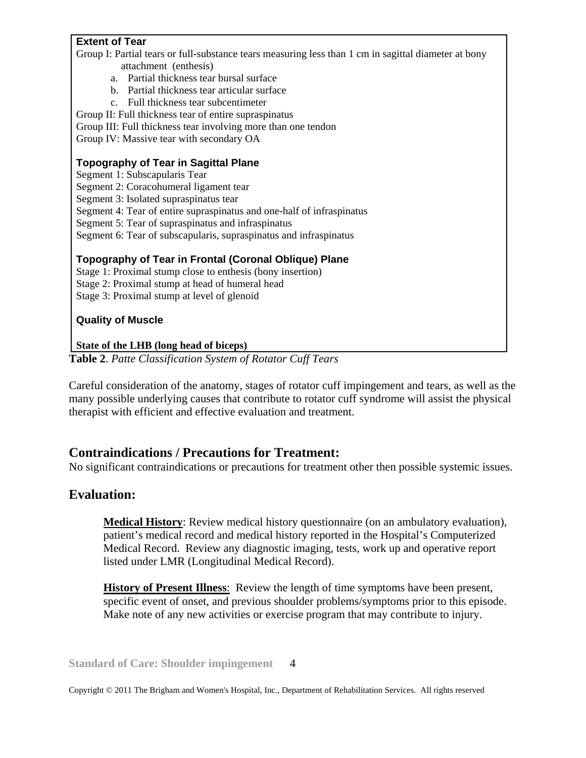**Extent of Tear**

Group I: Partial tears or full-substance tears measuring less than 1 cm in sagittal diameter at bony attachment (enthesis)

a. Partial thickness tear bursal surface
b. Partial thickness tear articular surface
c. Full thickness tear subcentimeter

Group II: Full thickness tear of entire supraspinatus
Group III: Full thickness tear involving more than one tendon
Group IV: Massive tear with secondary OA

**Topography of Tear in Sagittal Plane**

Segment 1: Subscapularis Tear
Segment 2: Coracohumeral ligament tear
Segment 3: Isolated supraspinatus tear
Segment 4: Tear of entire supraspinatus and one-half of infraspinatus
Segment 5: Tear of supraspinatus and infraspinatus
Segment 6: Tear of subscapularis, supraspinatus and infraspinatus

**Topography of Tear in Frontal (Coronal Oblique) Plane**

Stage 1: Proximal stump close to enthesis (bony insertion)
Stage 2: Proximal stump at head of humeral head
Stage 3: Proximal stump at level of glenoid

**Quality of Muscle**

**State of the LHB (long head of biceps)**

**Table 2**. *Patte Classification System of Rotator Cuff Tears*

Careful consideration of the anatomy, stages of rotator cuff impingement and tears, as well as the many possible underlying causes that contribute to rotator cuff syndrome will assist the physical therapist with efficient and effective evaluation and treatment.

## Contraindications / Precautions for Treatment:

No significant contraindications or precautions for treatment other then possible systemic issues.

## Evaluation:

**Medical History**: Review medical history questionnaire (on an ambulatory evaluation), patient's medical record and medical history reported in the Hospital's Computerized Medical Record. Review any diagnostic imaging, tests, work up and operative report listed under LMR (Longitudinal Medical Record).

**History of Present Illness**: Review the length of time symptoms have been present, specific event of onset, and previous shoulder problems/symptoms prior to this episode. Make note of any new activities or exercise program that may contribute to injury.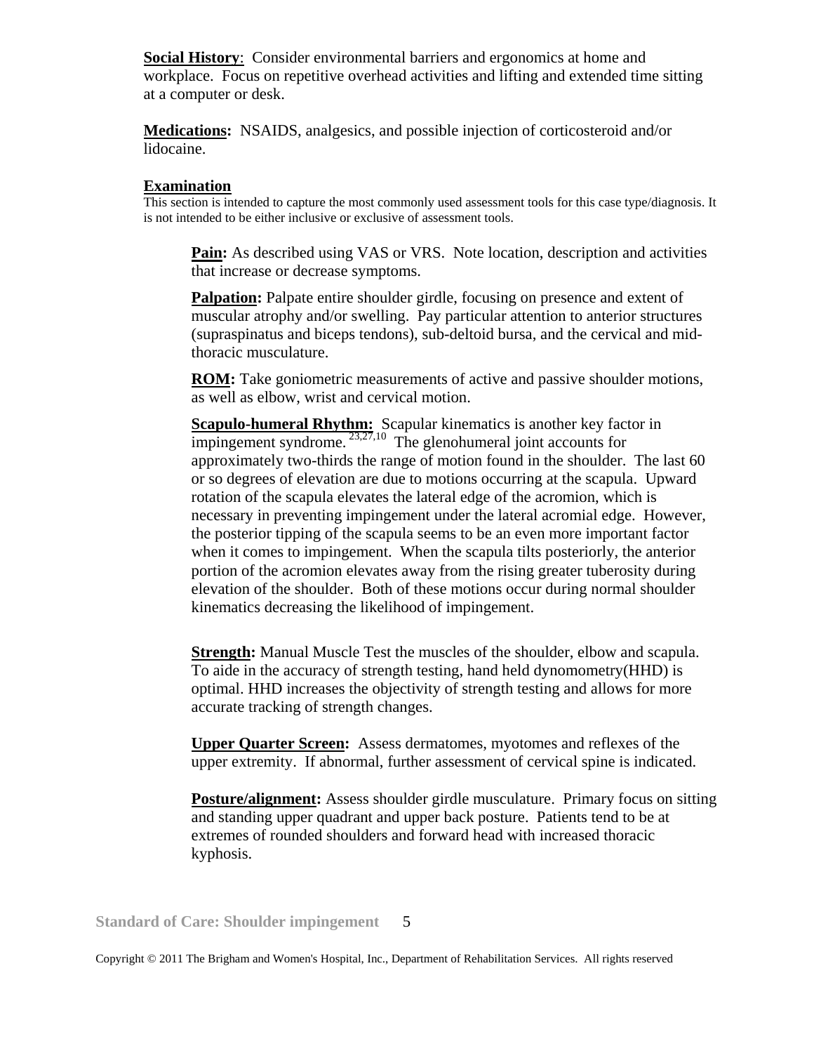**Social History**: Consider environmental barriers and ergonomics at home and workplace. Focus on repetitive overhead activities and lifting and extended time sitting at a computer or desk.

**Medications:** NSAIDS, analgesics, and possible injection of corticosteroid and/or lidocaine.

**Examination**

This section is intended to capture the most commonly used assessment tools for this case type/diagnosis. It is not intended to be either inclusive or exclusive of assessment tools.

**Pain:** As described using VAS or VRS. Note location, description and activities that increase or decrease symptoms.

**Palpation:** Palpate entire shoulder girdle, focusing on presence and extent of muscular atrophy and/or swelling. Pay particular attention to anterior structures (supraspinatus and biceps tendons), sub-deltoid bursa, and the cervical and mid-thoracic musculature.

**ROM:** Take goniometric measurements of active and passive shoulder motions, as well as elbow, wrist and cervical motion.

**Scapulo-humeral Rhythm:** Scapular kinematics is another key factor in impingement syndrome.[23,27,10] The glenohumeral joint accounts for approximately two-thirds the range of motion found in the shoulder. The last 60 or so degrees of elevation are due to motions occurring at the scapula. Upward rotation of the scapula elevates the lateral edge of the acromion, which is necessary in preventing impingement under the lateral acromial edge. However, the posterior tipping of the scapula seems to be an even more important factor when it comes to impingement. When the scapula tilts posteriorly, the anterior portion of the acromion elevates away from the rising greater tuberosity during elevation of the shoulder. Both of these motions occur during normal shoulder kinematics decreasing the likelihood of impingement.

**Strength:** Manual Muscle Test the muscles of the shoulder, elbow and scapula. To aide in the accuracy of strength testing, hand held dynomometry(HHD) is optimal. HHD increases the objectivity of strength testing and allows for more accurate tracking of strength changes.

**Upper Quarter Screen:** Assess dermatomes, myotomes and reflexes of the upper extremity. If abnormal, further assessment of cervical spine is indicated.

**Posture/alignment:** Assess shoulder girdle musculature. Primary focus on sitting and standing upper quadrant and upper back posture. Patients tend to be at extremes of rounded shoulders and forward head with increased thoracic kyphosis.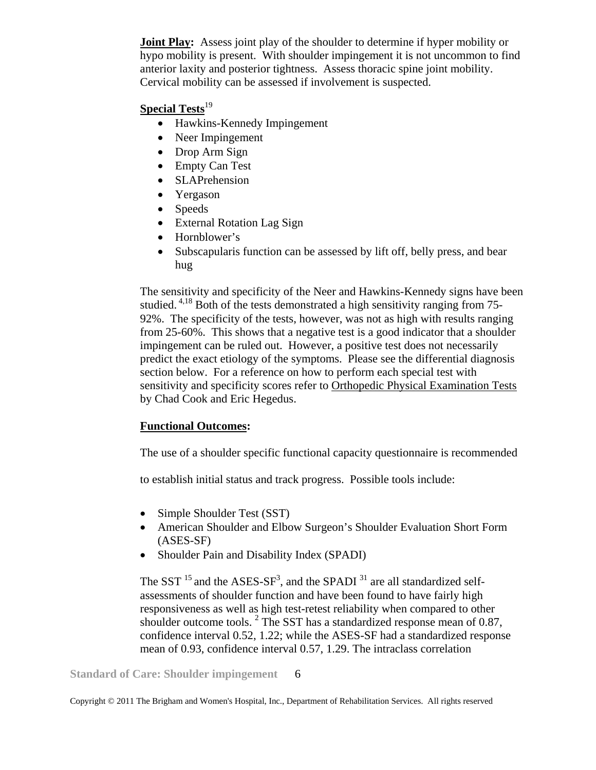**Joint Play:** Assess joint play of the shoulder to determine if hyper mobility or hypo mobility is present. With shoulder impingement it is not uncommon to find anterior laxity and posterior tightness. Assess thoracic spine joint mobility. Cervical mobility can be assessed if involvement is suspected.

**Special Tests**[19]

- Hawkins-Kennedy Impingement
- Neer Impingement
- Drop Arm Sign
- Empty Can Test
- SLAPrehension
- Yergason
- Speeds
- External Rotation Lag Sign
- Hornblower's
- Subscapularis function can be assessed by lift off, belly press, and bear hug

The sensitivity and specificity of the Neer and Hawkins-Kennedy signs have been studied. [4,18] Both of the tests demonstrated a high sensitivity ranging from 75-92%. The specificity of the tests, however, was not as high with results ranging from 25-60%. This shows that a negative test is a good indicator that a shoulder impingement can be ruled out. However, a positive test does not necessarily predict the exact etiology of the symptoms. Please see the differential diagnosis section below. For a reference on how to perform each special test with sensitivity and specificity scores refer to Orthopedic Physical Examination Tests by Chad Cook and Eric Hegedus.

**Functional Outcomes:**

The use of a shoulder specific functional capacity questionnaire is recommended to establish initial status and track progress. Possible tools include:

- Simple Shoulder Test (SST)
- American Shoulder and Elbow Surgeon's Shoulder Evaluation Short Form (ASES-SF)
- Shoulder Pain and Disability Index (SPADI)

The SST [15] and the ASES-SF[3], and the SPADI [31] are all standardized self-assessments of shoulder function and have been found to have fairly high responsiveness as well as high test-retest reliability when compared to other shoulder outcome tools. [2] The SST has a standardized response mean of 0.87, confidence interval 0.52, 1.22; while the ASES-SF had a standardized response mean of 0.93, confidence interval 0.57, 1.29. The intraclass correlation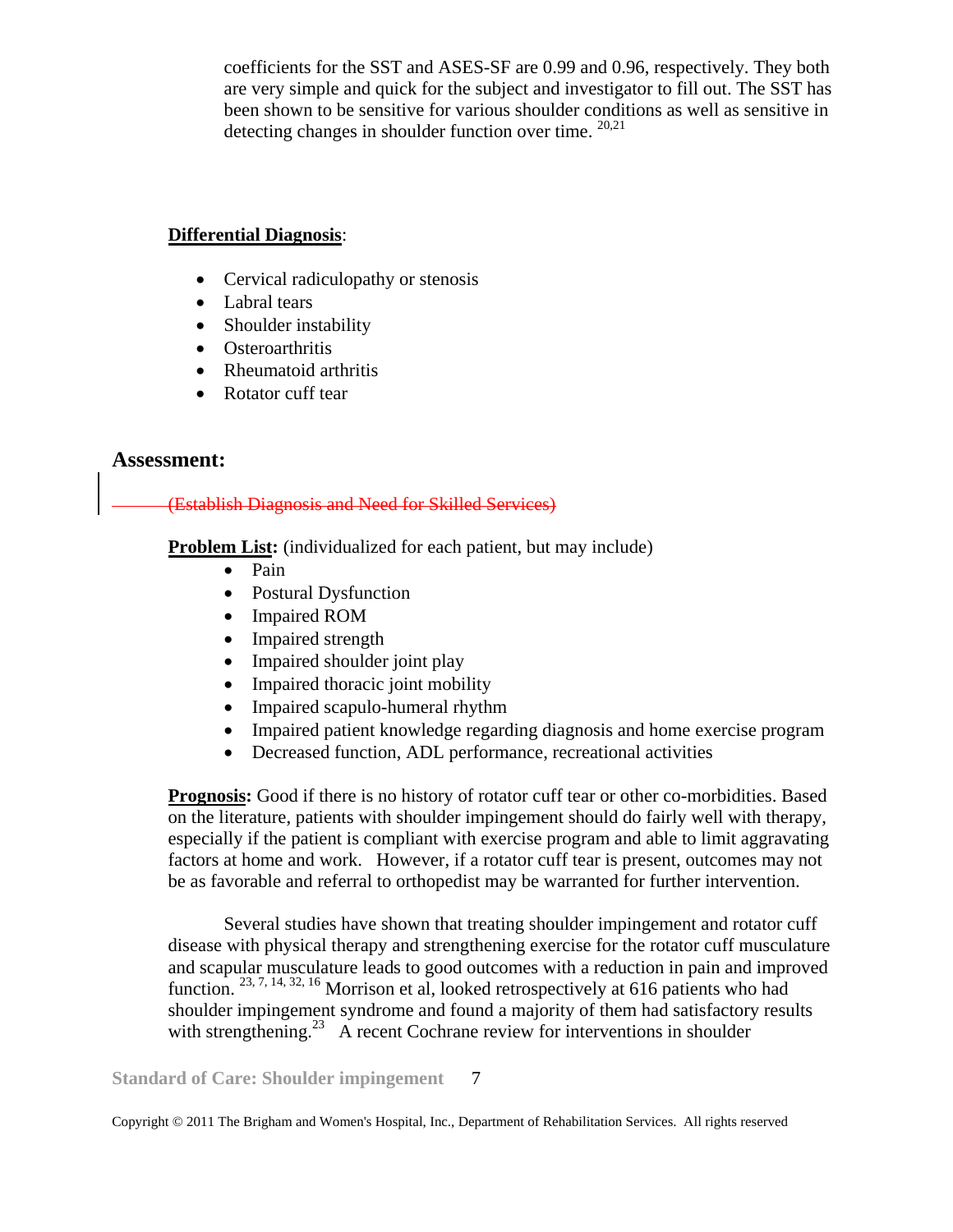coefficients for the SST and ASES-SF are 0.99 and 0.96, respectively. They both are very simple and quick for the subject and investigator to fill out. The SST has been shown to be sensitive for various shoulder conditions as well as sensitive in detecting changes in shoulder function over time. [20,21]

**Differential Diagnosis**:

- Cervical radiculopathy or stenosis
- Labral tears
- Shoulder instability
- Osteroarthritis
- Rheumatoid arthritis
- Rotator cuff tear

## Assessment:

~~(Establish Diagnosis and Need for Skilled Services)~~

**Problem List:** (individualized for each patient, but may include)

- Pain
- Postural Dysfunction
- Impaired ROM
- Impaired strength
- Impaired shoulder joint play
- Impaired thoracic joint mobility
- Impaired scapulo-humeral rhythm
- Impaired patient knowledge regarding diagnosis and home exercise program
- Decreased function, ADL performance, recreational activities

**Prognosis:** Good if there is no history of rotator cuff tear or other co-morbidities. Based on the literature, patients with shoulder impingement should do fairly well with therapy, especially if the patient is compliant with exercise program and able to limit aggravating factors at home and work. However, if a rotator cuff tear is present, outcomes may not be as favorable and referral to orthopedist may be warranted for further intervention.

Several studies have shown that treating shoulder impingement and rotator cuff disease with physical therapy and strengthening exercise for the rotator cuff musculature and scapular musculature leads to good outcomes with a reduction in pain and improved function. [23, 7, 14, 32, 16] Morrison et al, looked retrospectively at 616 patients who had shoulder impingement syndrome and found a majority of them had satisfactory results with strengthening.[23] A recent Cochrane review for interventions in shoulder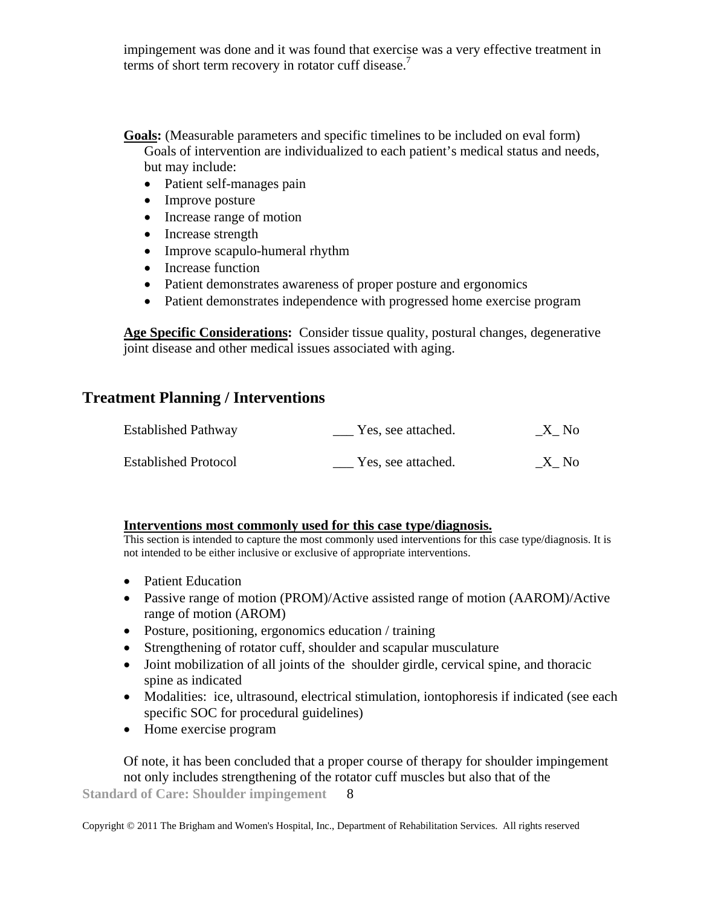impingement was done and it was found that exercise was a very effective treatment in terms of short term recovery in rotator cuff disease.[7]

**Goals:** (Measurable parameters and specific timelines to be included on eval form)
Goals of intervention are individualized to each patient's medical status and needs, but may include:

- Patient self-manages pain
- Improve posture
- Increase range of motion
- Increase strength
- Improve scapulo-humeral rhythm
- Increase function
- Patient demonstrates awareness of proper posture and ergonomics
- Patient demonstrates independence with progressed home exercise program

**Age Specific Considerations:** Consider tissue quality, postural changes, degenerative joint disease and other medical issues associated with aging.

## Treatment Planning / Interventions

| | | |
|---|---|---|
| Established Pathway | ___ Yes, see attached. | _X_ No |
| Established Protocol | ___ Yes, see attached. | _X_ No |

**Interventions most commonly used for this case type/diagnosis.**
This section is intended to capture the most commonly used interventions for this case type/diagnosis. It is not intended to be either inclusive or exclusive of appropriate interventions.

- Patient Education
- Passive range of motion (PROM)/Active assisted range of motion (AAROM)/Active range of motion (AROM)
- Posture, positioning, ergonomics education / training
- Strengthening of rotator cuff, shoulder and scapular musculature
- Joint mobilization of all joints of the shoulder girdle, cervical spine, and thoracic spine as indicated
- Modalities: ice, ultrasound, electrical stimulation, iontophoresis if indicated (see each specific SOC for procedural guidelines)
- Home exercise program

Of note, it has been concluded that a proper course of therapy for shoulder impingement not only includes strengthening of the rotator cuff muscles but also that of the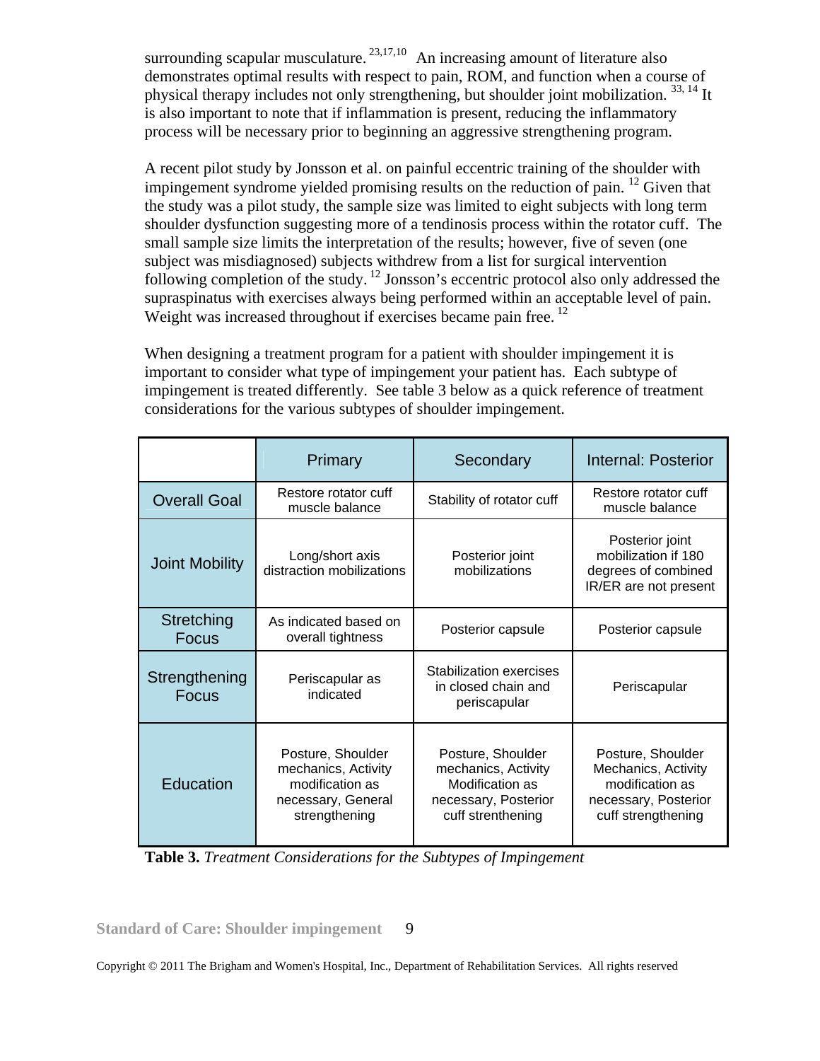surrounding scapular musculature.[23,17,10] An increasing amount of literature also demonstrates optimal results with respect to pain, ROM, and function when a course of physical therapy includes not only strengthening, but shoulder joint mobilization.[33, 14] It is also important to note that if inflammation is present, reducing the inflammatory process will be necessary prior to beginning an aggressive strengthening program.

A recent pilot study by Jonsson et al. on painful eccentric training of the shoulder with impingement syndrome yielded promising results on the reduction of pain.[12] Given that the study was a pilot study, the sample size was limited to eight subjects with long term shoulder dysfunction suggesting more of a tendinosis process within the rotator cuff. The small sample size limits the interpretation of the results; however, five of seven (one subject was misdiagnosed) subjects withdrew from a list for surgical intervention following completion of the study.[12] Jonsson's eccentric protocol also only addressed the supraspinatus with exercises always being performed within an acceptable level of pain. Weight was increased throughout if exercises became pain free.[12]

When designing a treatment program for a patient with shoulder impingement it is important to consider what type of impingement your patient has. Each subtype of impingement is treated differently. See table 3 below as a quick reference of treatment considerations for the various subtypes of shoulder impingement.

| | Primary | Secondary | Internal: Posterior |
|---|---|---|---|
| Overall Goal | Restore rotator cuff muscle balance | Stability of rotator cuff | Restore rotator cuff muscle balance |
| Joint Mobility | Long/short axis distraction mobilizations | Posterior joint mobilizations | Posterior joint mobilization if 180 degrees of combined IR/ER are not present |
| Stretching Focus | As indicated based on overall tightness | Posterior capsule | Posterior capsule |
| Strengthening Focus | Periscapular as indicated | Stabilization exercises in closed chain and periscapular | Periscapular |
| Education | Posture, Shoulder mechanics, Activity modification as necessary, General strengthening | Posture, Shoulder mechanics, Activity Modification as necessary, Posterior cuff strenthening | Posture, Shoulder Mechanics, Activity modification as necessary, Posterior cuff strengthening |

**Table 3.** *Treatment Considerations for the Subtypes of Impingement*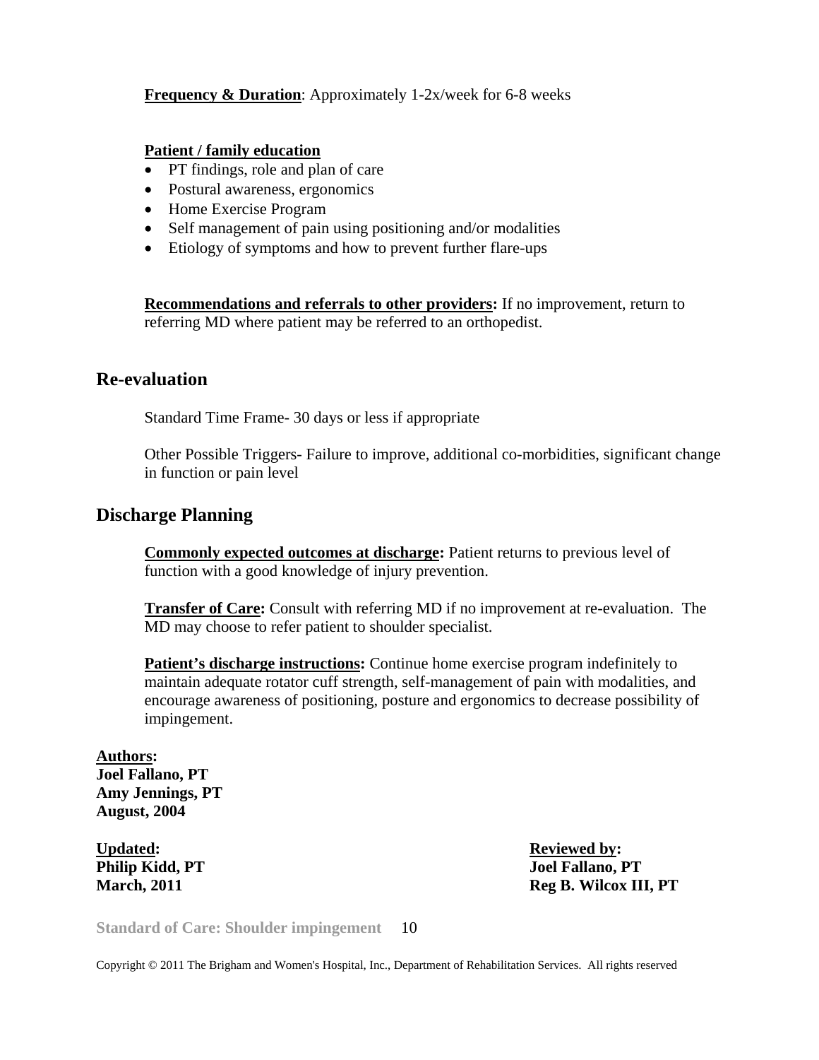**Frequency & Duration**: Approximately 1-2x/week for 6-8 weeks

**Patient / family education**

- PT findings, role and plan of care
- Postural awareness, ergonomics
- Home Exercise Program
- Self management of pain using positioning and/or modalities
- Etiology of symptoms and how to prevent further flare-ups

**Recommendations and referrals to other providers:** If no improvement, return to referring MD where patient may be referred to an orthopedist.

## Re-evaluation

Standard Time Frame- 30 days or less if appropriate

Other Possible Triggers- Failure to improve, additional co-morbidities, significant change in function or pain level

## Discharge Planning

**Commonly expected outcomes at discharge:** Patient returns to previous level of function with a good knowledge of injury prevention.

**Transfer of Care:** Consult with referring MD if no improvement at re-evaluation. The MD may choose to refer patient to shoulder specialist.

**Patient's discharge instructions:** Continue home exercise program indefinitely to maintain adequate rotator cuff strength, self-management of pain with modalities, and encourage awareness of positioning, posture and ergonomics to decrease possibility of impingement.

**Authors:**
**Joel Fallano, PT**
**Amy Jennings, PT**
**August, 2004**

**Updated:**
**Philip Kidd, PT**
**March, 2011**

**Reviewed by:**
**Joel Fallano, PT**
**Reg B. Wilcox III, PT**

Copyright © 2011 The Brigham and Women's Hospital, Inc., Department of Rehabilitation Services. All rights reserved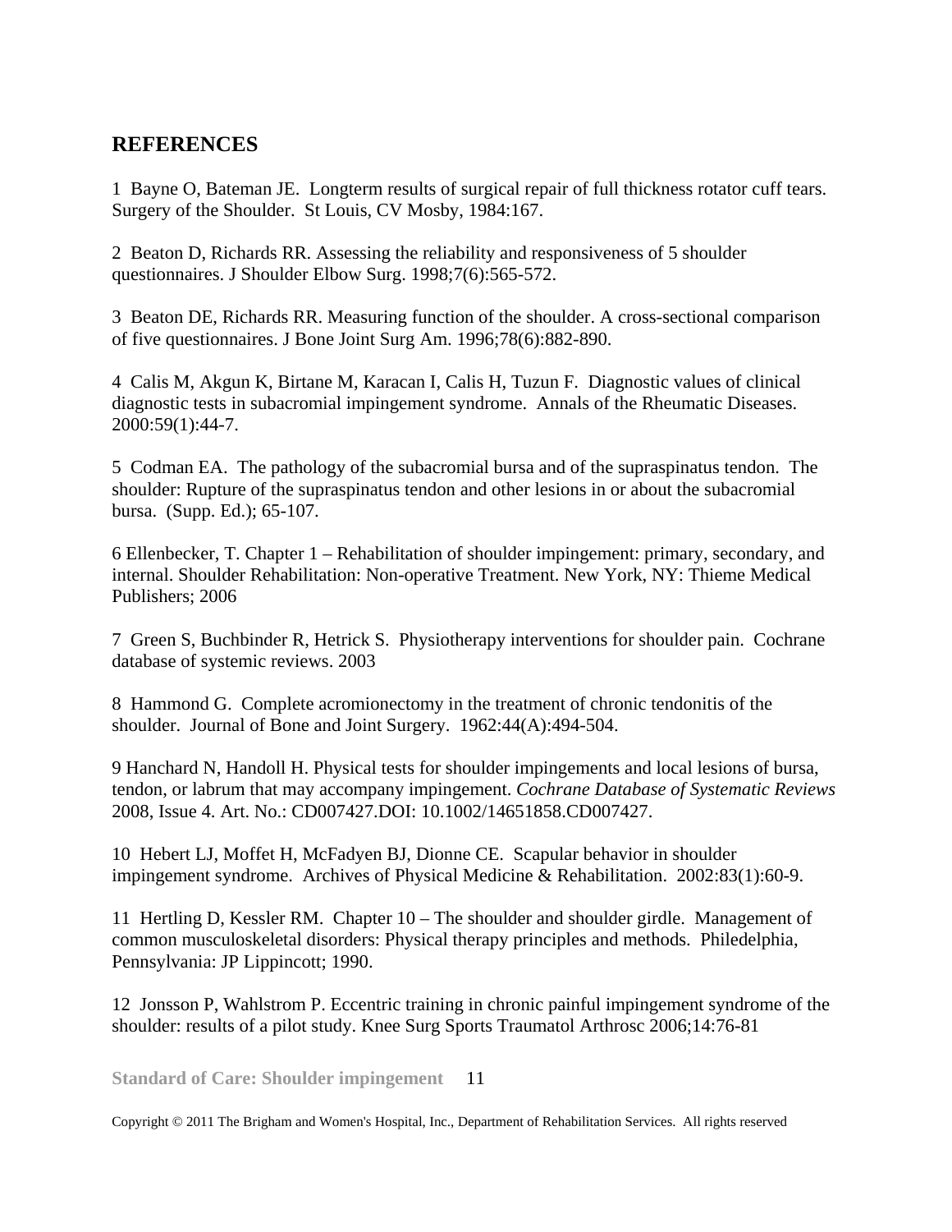## REFERENCES

1  Bayne O, Bateman JE.  Longterm results of surgical repair of full thickness rotator cuff tears.  Surgery of the Shoulder.  St Louis, CV Mosby, 1984:167.

2  Beaton D, Richards RR. Assessing the reliability and responsiveness of 5 shoulder questionnaires. J Shoulder Elbow Surg. 1998;7(6):565-572.

3  Beaton DE, Richards RR. Measuring function of the shoulder. A cross-sectional comparison of five questionnaires. J Bone Joint Surg Am. 1996;78(6):882-890.

4  Calis M, Akgun K, Birtane M, Karacan I, Calis H, Tuzun F.  Diagnostic values of clinical diagnostic tests in subacromial impingement syndrome.  Annals of the Rheumatic Diseases.  2000:59(1):44-7.

5  Codman EA.  The pathology of the subacromial bursa and of the supraspinatus tendon.  The shoulder: Rupture of the supraspinatus tendon and other lesions in or about the subacromial bursa.  (Supp. Ed.); 65-107.

6 Ellenbecker, T. Chapter 1 – Rehabilitation of shoulder impingement: primary, secondary, and internal. Shoulder Rehabilitation: Non-operative Treatment. New York, NY: Thieme Medical Publishers; 2006

7  Green S, Buchbinder R, Hetrick S.  Physiotherapy interventions for shoulder pain.  Cochrane database of systemic reviews. 2003

8  Hammond G.  Complete acromionectomy in the treatment of chronic tendonitis of the shoulder.  Journal of Bone and Joint Surgery.  1962:44(A):494-504.

9 Hanchard N, Handoll H. Physical tests for shoulder impingements and local lesions of bursa, tendon, or labrum that may accompany impingement. *Cochrane Database of Systematic Reviews* 2008, Issue 4. Art. No.: CD007427.DOI: 10.1002/14651858.CD007427.

10  Hebert LJ, Moffet H, McFadyen BJ, Dionne CE.  Scapular behavior in shoulder impingement syndrome.  Archives of Physical Medicine & Rehabilitation.  2002:83(1):60-9.

11  Hertling D, Kessler RM.  Chapter 10 – The shoulder and shoulder girdle.  Management of common musculoskeletal disorders: Physical therapy principles and methods.  Philedelphia, Pennsylvania: JP Lippincott; 1990.

12  Jonsson P, Wahlstrom P. Eccentric training in chronic painful impingement syndrome of the shoulder: results of a pilot study. Knee Surg Sports Traumatol Arthrosc 2006;14:76-81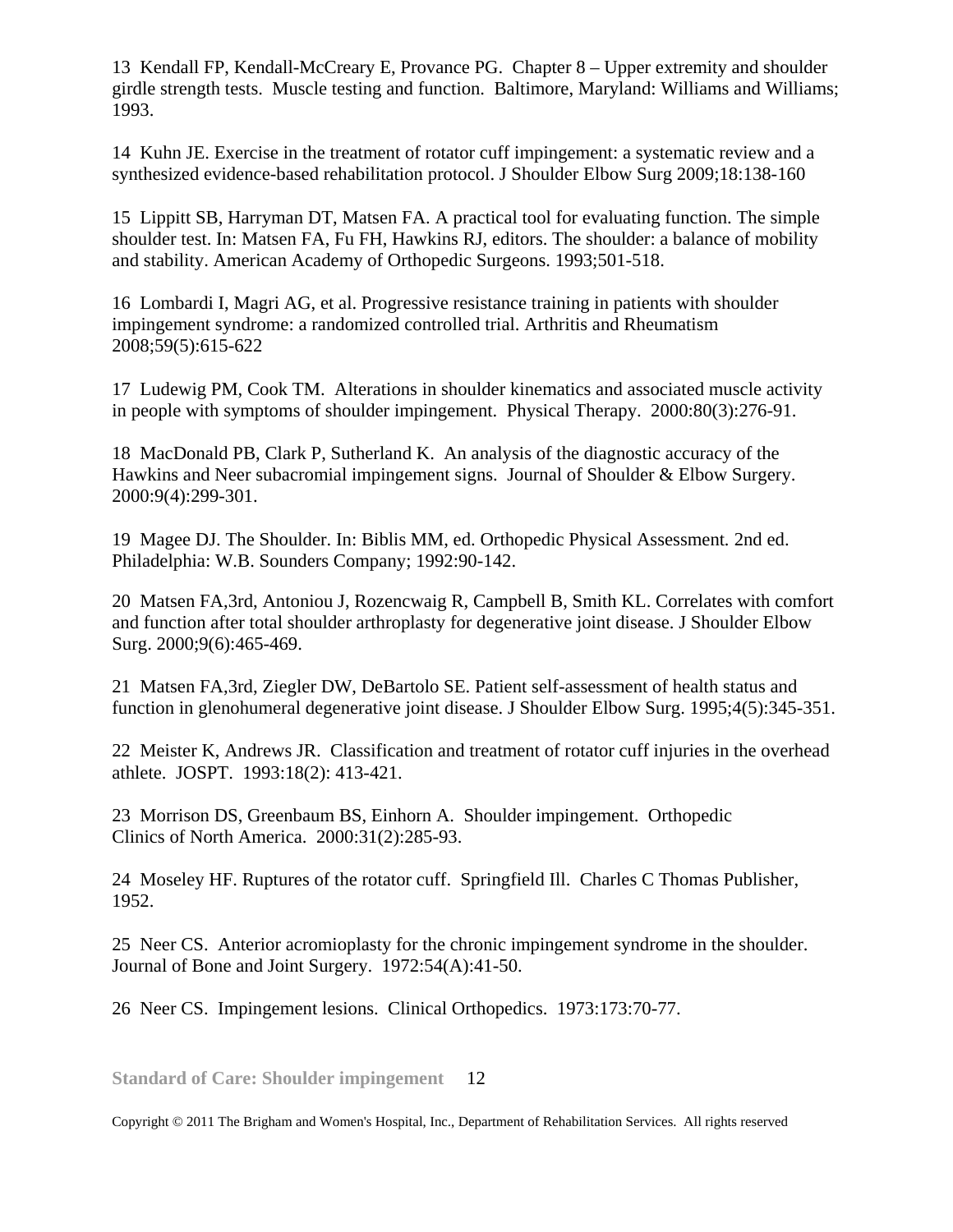13 Kendall FP, Kendall-McCreary E, Provance PG. Chapter 8 – Upper extremity and shoulder girdle strength tests. Muscle testing and function. Baltimore, Maryland: Williams and Williams; 1993.

14 Kuhn JE. Exercise in the treatment of rotator cuff impingement: a systematic review and a synthesized evidence-based rehabilitation protocol. J Shoulder Elbow Surg 2009;18:138-160

15 Lippitt SB, Harryman DT, Matsen FA. A practical tool for evaluating function. The simple shoulder test. In: Matsen FA, Fu FH, Hawkins RJ, editors. The shoulder: a balance of mobility and stability. American Academy of Orthopedic Surgeons. 1993;501-518.

16 Lombardi I, Magri AG, et al. Progressive resistance training in patients with shoulder impingement syndrome: a randomized controlled trial. Arthritis and Rheumatism 2008;59(5):615-622

17 Ludewig PM, Cook TM. Alterations in shoulder kinematics and associated muscle activity in people with symptoms of shoulder impingement. Physical Therapy. 2000:80(3):276-91.

18 MacDonald PB, Clark P, Sutherland K. An analysis of the diagnostic accuracy of the Hawkins and Neer subacromial impingement signs. Journal of Shoulder & Elbow Surgery. 2000:9(4):299-301.

19 Magee DJ. The Shoulder. In: Biblis MM, ed. Orthopedic Physical Assessment. 2nd ed. Philadelphia: W.B. Sounders Company; 1992:90-142.

20 Matsen FA,3rd, Antoniou J, Rozencwaig R, Campbell B, Smith KL. Correlates with comfort and function after total shoulder arthroplasty for degenerative joint disease. J Shoulder Elbow Surg. 2000;9(6):465-469.

21 Matsen FA,3rd, Ziegler DW, DeBartolo SE. Patient self-assessment of health status and function in glenohumeral degenerative joint disease. J Shoulder Elbow Surg. 1995;4(5):345-351.

22 Meister K, Andrews JR. Classification and treatment of rotator cuff injuries in the overhead athlete. JOSPT. 1993:18(2): 413-421.

23 Morrison DS, Greenbaum BS, Einhorn A. Shoulder impingement. Orthopedic Clinics of North America. 2000:31(2):285-93.

24 Moseley HF. Ruptures of the rotator cuff. Springfield Ill. Charles C Thomas Publisher, 1952.

25 Neer CS. Anterior acromioplasty for the chronic impingement syndrome in the shoulder. Journal of Bone and Joint Surgery. 1972:54(A):41-50.

26 Neer CS. Impingement lesions. Clinical Orthopedics. 1973:173:70-77.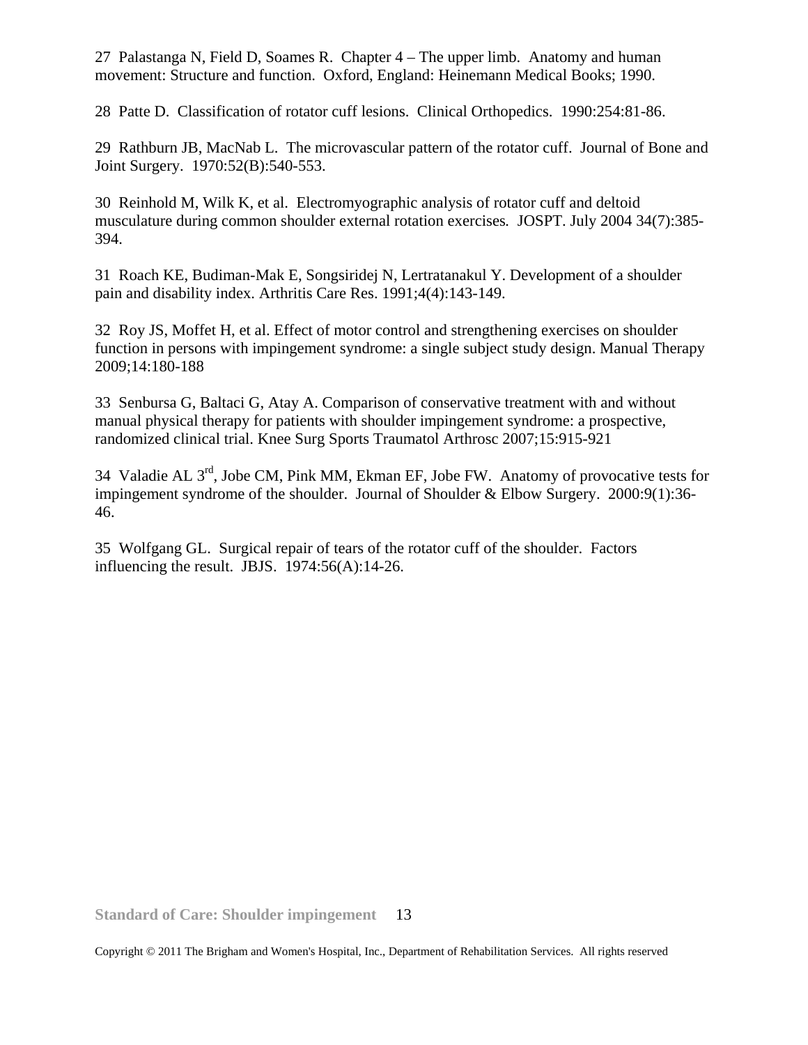27 Palastanga N, Field D, Soames R. Chapter 4 – The upper limb. Anatomy and human movement: Structure and function. Oxford, England: Heinemann Medical Books; 1990.

28 Patte D. Classification of rotator cuff lesions. Clinical Orthopedics. 1990:254:81-86.

29 Rathburn JB, MacNab L. The microvascular pattern of the rotator cuff. Journal of Bone and Joint Surgery. 1970:52(B):540-553.

30 Reinhold M, Wilk K, et al. Electromyographic analysis of rotator cuff and deltoid musculature during common shoulder external rotation exercises. JOSPT. July 2004 34(7):385-394.

31 Roach KE, Budiman-Mak E, Songsiridej N, Lertratanakul Y. Development of a shoulder pain and disability index. Arthritis Care Res. 1991;4(4):143-149.

32 Roy JS, Moffet H, et al. Effect of motor control and strengthening exercises on shoulder function in persons with impingement syndrome: a single subject study design. Manual Therapy 2009;14:180-188

33 Senbursa G, Baltaci G, Atay A. Comparison of conservative treatment with and without manual physical therapy for patients with shoulder impingement syndrome: a prospective, randomized clinical trial. Knee Surg Sports Traumatol Arthrosc 2007;15:915-921

34 Valadie AL 3rd, Jobe CM, Pink MM, Ekman EF, Jobe FW. Anatomy of provocative tests for impingement syndrome of the shoulder. Journal of Shoulder & Elbow Surgery. 2000:9(1):36-46.

35 Wolfgang GL. Surgical repair of tears of the rotator cuff of the shoulder. Factors influencing the result. JBJS. 1974:56(A):14-26.